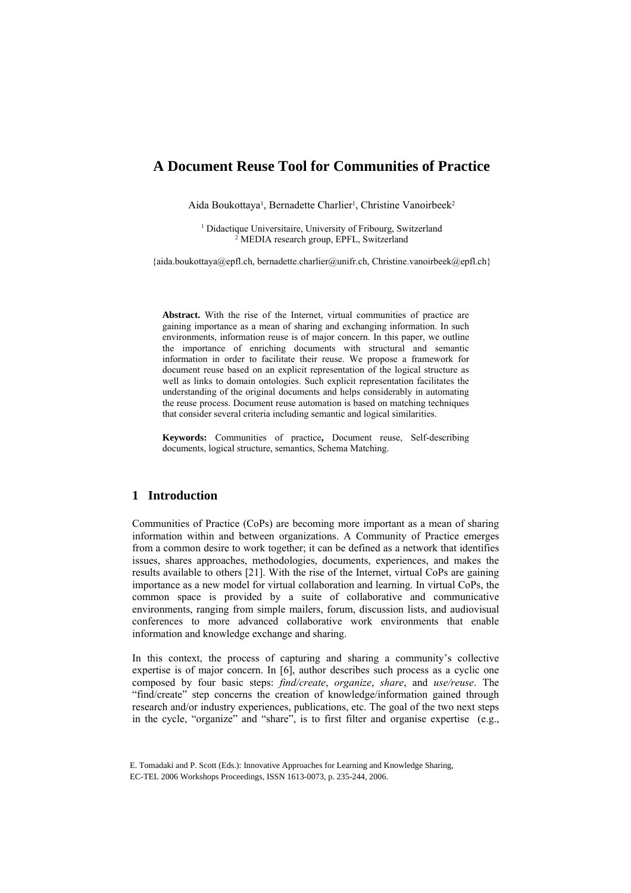# A Document Reuse Tool for Communities of Practice

Aida Boukottaya[1], Bernadette Charlier[1], Christine Vanoirbeek[2]

[1] Didactique Universitaire, University of Fribourg, Switzerland
[2] MEDIA research group, EPFL, Switzerland

{aida.boukottaya@epfl.ch, bernadette.charlier@unifr.ch, Christine.vanoirbeek@epfl.ch}

**Abstract.** With the rise of the Internet, virtual communities of practice are gaining importance as a mean of sharing and exchanging information. In such environments, information reuse is of major concern. In this paper, we outline the importance of enriching documents with structural and semantic information in order to facilitate their reuse. We propose a framework for document reuse based on an explicit representation of the logical structure as well as links to domain ontologies. Such explicit representation facilitates the understanding of the original documents and helps considerably in automating the reuse process. Document reuse automation is based on matching techniques that consider several criteria including semantic and logical similarities.

**Keywords:** Communities of practice**,** Document reuse, Self-describing documents, logical structure, semantics, Schema Matching.

## 1 Introduction

Communities of Practice (CoPs) are becoming more important as a mean of sharing information within and between organizations. A Community of Practice emerges from a common desire to work together; it can be defined as a network that identifies issues, shares approaches, methodologies, documents, experiences, and makes the results available to others [21]. With the rise of the Internet, virtual CoPs are gaining importance as a new model for virtual collaboration and learning. In virtual CoPs, the common space is provided by a suite of collaborative and communicative environments, ranging from simple mailers, forum, discussion lists, and audiovisual conferences to more advanced collaborative work environments that enable information and knowledge exchange and sharing.

In this context, the process of capturing and sharing a community's collective expertise is of major concern. In [6], author describes such process as a cyclic one composed by four basic steps: *find/create*, *organize*, *share*, and *use/reuse*. The "find/create" step concerns the creation of knowledge/information gained through research and/or industry experiences, publications, etc. The goal of the two next steps in the cycle, "organize" and "share", is to first filter and organise expertise (e.g.,

E. Tomadaki and P. Scott (Eds.): Innovative Approaches for Learning and Knowledge Sharing, EC-TEL 2006 Workshops Proceedings, ISSN 1613-0073, p. 235-244, 2006.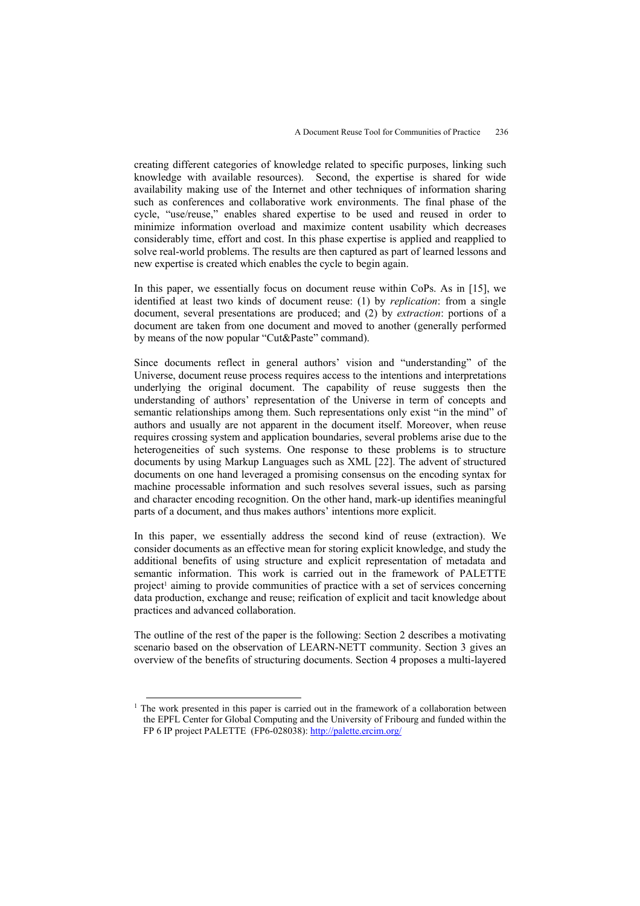creating different categories of knowledge related to specific purposes, linking such knowledge with available resources). Second, the expertise is shared for wide availability making use of the Internet and other techniques of information sharing such as conferences and collaborative work environments. The final phase of the cycle, "use/reuse," enables shared expertise to be used and reused in order to minimize information overload and maximize content usability which decreases considerably time, effort and cost. In this phase expertise is applied and reapplied to solve real-world problems. The results are then captured as part of learned lessons and new expertise is created which enables the cycle to begin again.

In this paper, we essentially focus on document reuse within CoPs. As in [15], we identified at least two kinds of document reuse: (1) by *replication*: from a single document, several presentations are produced; and (2) by *extraction*: portions of a document are taken from one document and moved to another (generally performed by means of the now popular "Cut&Paste" command).

Since documents reflect in general authors' vision and "understanding" of the Universe, document reuse process requires access to the intentions and interpretations underlying the original document. The capability of reuse suggests then the understanding of authors' representation of the Universe in term of concepts and semantic relationships among them. Such representations only exist "in the mind" of authors and usually are not apparent in the document itself. Moreover, when reuse requires crossing system and application boundaries, several problems arise due to the heterogeneities of such systems. One response to these problems is to structure documents by using Markup Languages such as XML [22]. The advent of structured documents on one hand leveraged a promising consensus on the encoding syntax for machine processable information and such resolves several issues, such as parsing and character encoding recognition. On the other hand, mark-up identifies meaningful parts of a document, and thus makes authors' intentions more explicit.

In this paper, we essentially address the second kind of reuse (extraction). We consider documents as an effective mean for storing explicit knowledge, and study the additional benefits of using structure and explicit representation of metadata and semantic information. This work is carried out in the framework of PALETTE project[1] aiming to provide communities of practice with a set of services concerning data production, exchange and reuse; reification of explicit and tacit knowledge about practices and advanced collaboration.

The outline of the rest of the paper is the following: Section 2 describes a motivating scenario based on the observation of LEARN-NETT community. Section 3 gives an overview of the benefits of structuring documents. Section 4 proposes a multi-layered

[1] The work presented in this paper is carried out in the framework of a collaboration between the EPFL Center for Global Computing and the University of Fribourg and funded within the FP 6 IP project PALETTE (FP6-028038): http://palette.ercim.org/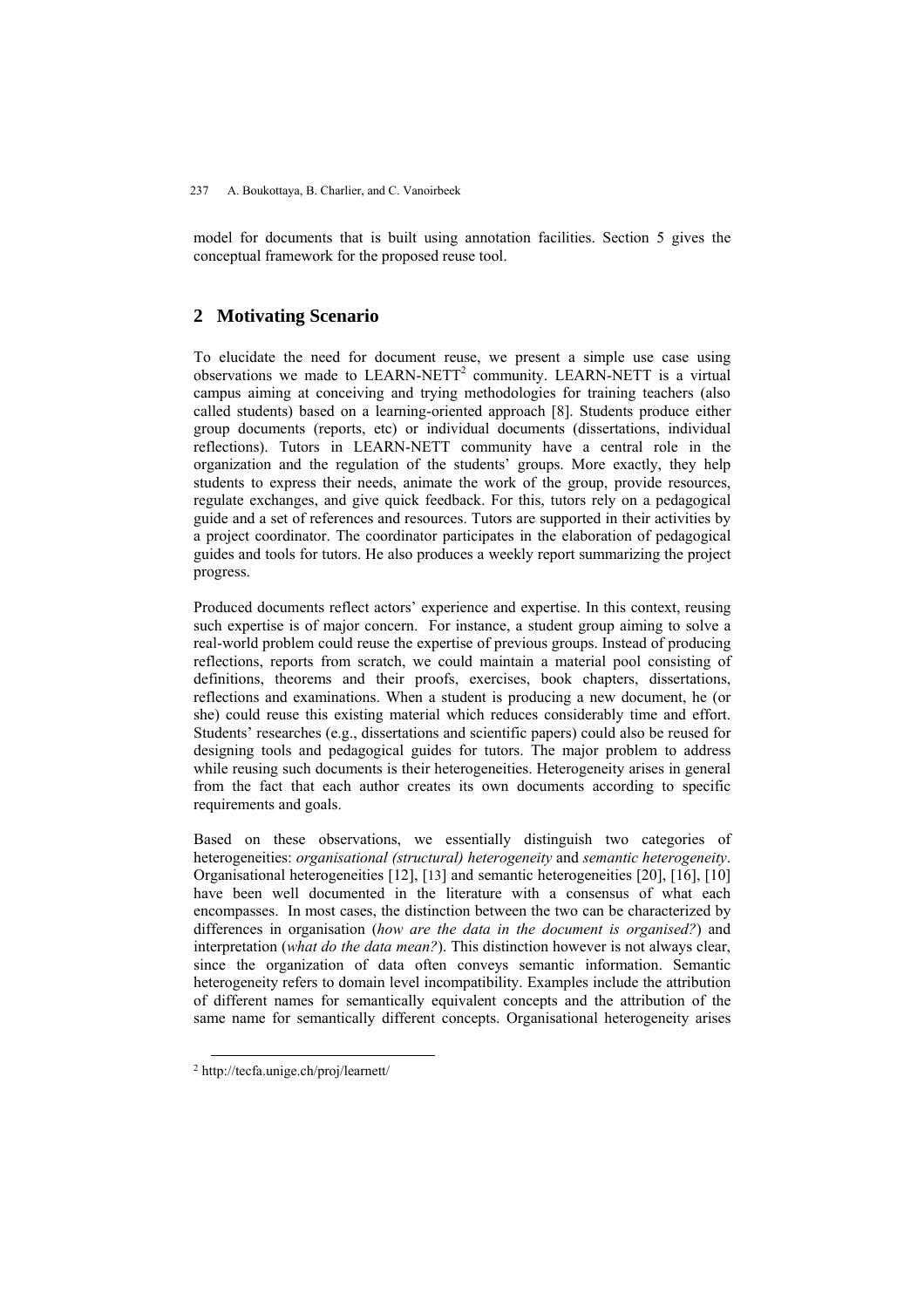model for documents that is built using annotation facilities. Section 5 gives the conceptual framework for the proposed reuse tool.

## 2 Motivating Scenario

To elucidate the need for document reuse, we present a simple use case using observations we made to LEARN-NETT[2] community. LEARN-NETT is a virtual campus aiming at conceiving and trying methodologies for training teachers (also called students) based on a learning-oriented approach [8]. Students produce either group documents (reports, etc) or individual documents (dissertations, individual reflections). Tutors in LEARN-NETT community have a central role in the organization and the regulation of the students' groups. More exactly, they help students to express their needs, animate the work of the group, provide resources, regulate exchanges, and give quick feedback. For this, tutors rely on a pedagogical guide and a set of references and resources. Tutors are supported in their activities by a project coordinator. The coordinator participates in the elaboration of pedagogical guides and tools for tutors. He also produces a weekly report summarizing the project progress.

Produced documents reflect actors' experience and expertise. In this context, reusing such expertise is of major concern. For instance, a student group aiming to solve a real-world problem could reuse the expertise of previous groups. Instead of producing reflections, reports from scratch, we could maintain a material pool consisting of definitions, theorems and their proofs, exercises, book chapters, dissertations, reflections and examinations. When a student is producing a new document, he (or she) could reuse this existing material which reduces considerably time and effort. Students' researches (e.g., dissertations and scientific papers) could also be reused for designing tools and pedagogical guides for tutors. The major problem to address while reusing such documents is their heterogeneities. Heterogeneity arises in general from the fact that each author creates its own documents according to specific requirements and goals.

Based on these observations, we essentially distinguish two categories of heterogeneities: *organisational (structural) heterogeneity* and *semantic heterogeneity*. Organisational heterogeneities [12], [13] and semantic heterogeneities [20], [16], [10] have been well documented in the literature with a consensus of what each encompasses. In most cases, the distinction between the two can be characterized by differences in organisation (*how are the data in the document is organised?*) and interpretation (*what do the data mean?*). This distinction however is not always clear, since the organization of data often conveys semantic information. Semantic heterogeneity refers to domain level incompatibility. Examples include the attribution of different names for semantically equivalent concepts and the attribution of the same name for semantically different concepts. Organisational heterogeneity arises

[2] http://tecfa.unige.ch/proj/learnett/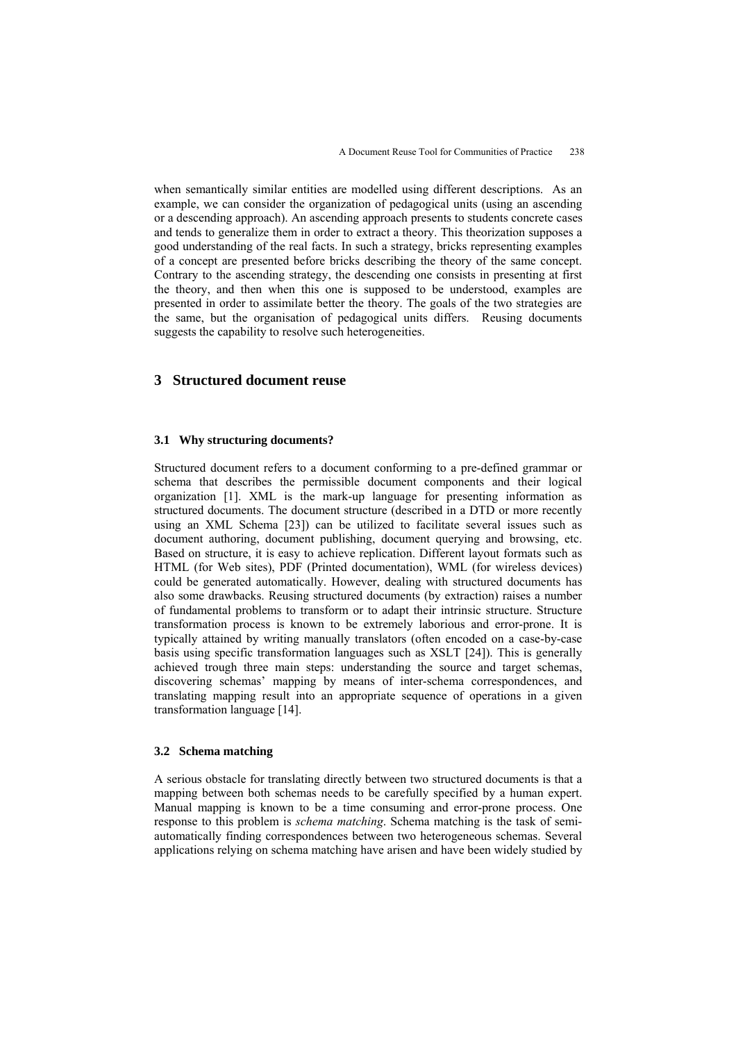when semantically similar entities are modelled using different descriptions. As an example, we can consider the organization of pedagogical units (using an ascending or a descending approach). An ascending approach presents to students concrete cases and tends to generalize them in order to extract a theory. This theorization supposes a good understanding of the real facts. In such a strategy, bricks representing examples of a concept are presented before bricks describing the theory of the same concept. Contrary to the ascending strategy, the descending one consists in presenting at first the theory, and then when this one is supposed to be understood, examples are presented in order to assimilate better the theory. The goals of the two strategies are the same, but the organisation of pedagogical units differs. Reusing documents suggests the capability to resolve such heterogeneities.

## 3 Structured document reuse

### 3.1 Why structuring documents?

Structured document refers to a document conforming to a pre-defined grammar or schema that describes the permissible document components and their logical organization [1]. XML is the mark-up language for presenting information as structured documents. The document structure (described in a DTD or more recently using an XML Schema [23]) can be utilized to facilitate several issues such as document authoring, document publishing, document querying and browsing, etc. Based on structure, it is easy to achieve replication. Different layout formats such as HTML (for Web sites), PDF (Printed documentation), WML (for wireless devices) could be generated automatically. However, dealing with structured documents has also some drawbacks. Reusing structured documents (by extraction) raises a number of fundamental problems to transform or to adapt their intrinsic structure. Structure transformation process is known to be extremely laborious and error-prone. It is typically attained by writing manually translators (often encoded on a case-by-case basis using specific transformation languages such as XSLT [24]). This is generally achieved trough three main steps: understanding the source and target schemas, discovering schemas' mapping by means of inter-schema correspondences, and translating mapping result into an appropriate sequence of operations in a given transformation language [14].

### 3.2 Schema matching

A serious obstacle for translating directly between two structured documents is that a mapping between both schemas needs to be carefully specified by a human expert. Manual mapping is known to be a time consuming and error-prone process. One response to this problem is *schema matching*. Schema matching is the task of semi-automatically finding correspondences between two heterogeneous schemas. Several applications relying on schema matching have arisen and have been widely studied by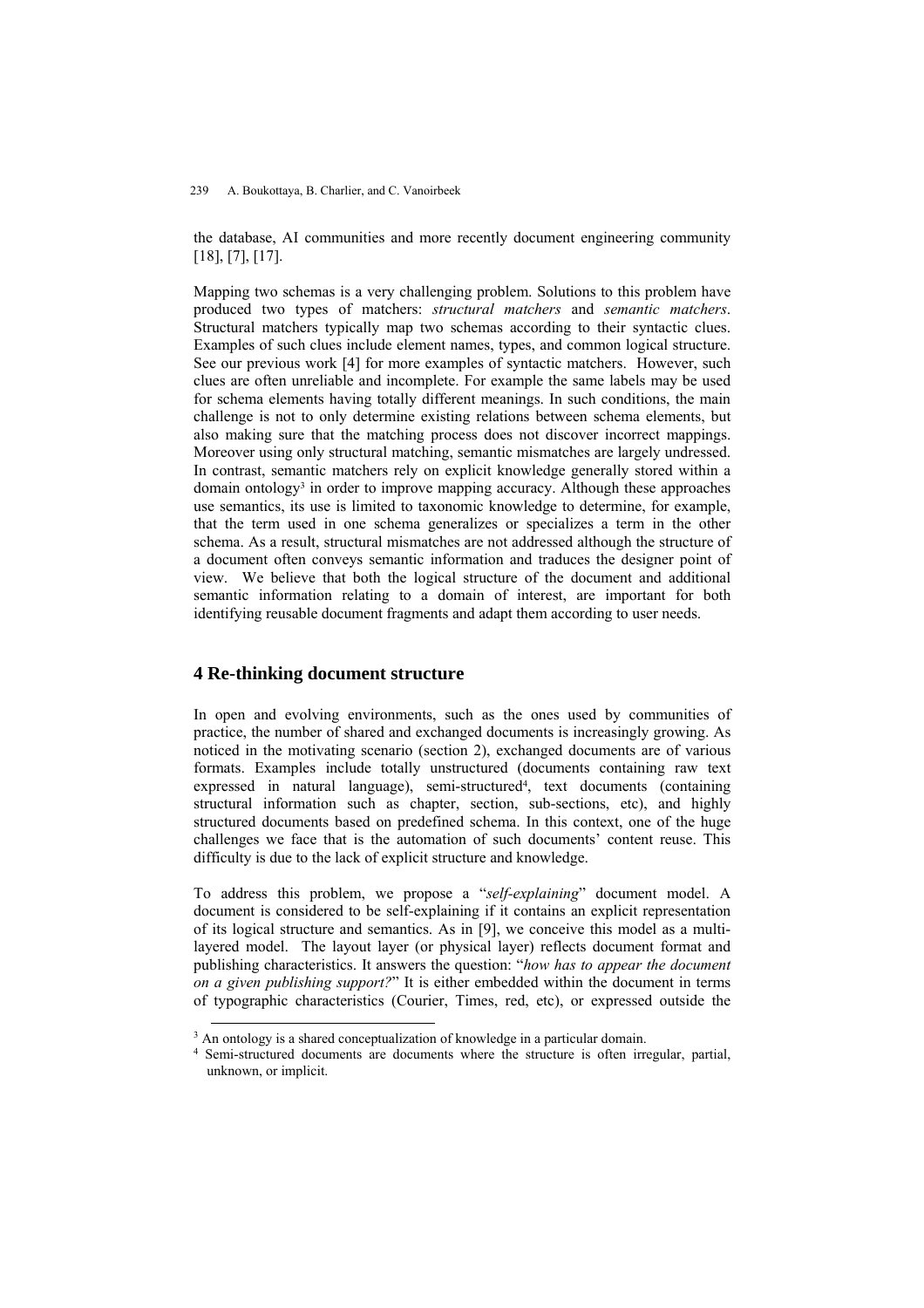the database, AI communities and more recently document engineering community [18], [7], [17].

Mapping two schemas is a very challenging problem. Solutions to this problem have produced two types of matchers: *structural matchers* and *semantic matchers*. Structural matchers typically map two schemas according to their syntactic clues. Examples of such clues include element names, types, and common logical structure. See our previous work [4] for more examples of syntactic matchers. However, such clues are often unreliable and incomplete. For example the same labels may be used for schema elements having totally different meanings. In such conditions, the main challenge is not to only determine existing relations between schema elements, but also making sure that the matching process does not discover incorrect mappings. Moreover using only structural matching, semantic mismatches are largely undressed. In contrast, semantic matchers rely on explicit knowledge generally stored within a domain ontology[3] in order to improve mapping accuracy. Although these approaches use semantics, its use is limited to taxonomic knowledge to determine, for example, that the term used in one schema generalizes or specializes a term in the other schema. As a result, structural mismatches are not addressed although the structure of a document often conveys semantic information and traduces the designer point of view. We believe that both the logical structure of the document and additional semantic information relating to a domain of interest, are important for both identifying reusable document fragments and adapt them according to user needs.

## 4 Re-thinking document structure

In open and evolving environments, such as the ones used by communities of practice, the number of shared and exchanged documents is increasingly growing. As noticed in the motivating scenario (section 2), exchanged documents are of various formats. Examples include totally unstructured (documents containing raw text expressed in natural language), semi-structured[4], text documents (containing structural information such as chapter, section, sub-sections, etc), and highly structured documents based on predefined schema. In this context, one of the huge challenges we face that is the automation of such documents' content reuse. This difficulty is due to the lack of explicit structure and knowledge.

To address this problem, we propose a "*self-explaining*" document model. A document is considered to be self-explaining if it contains an explicit representation of its logical structure and semantics. As in [9], we conceive this model as a multi-layered model. The layout layer (or physical layer) reflects document format and publishing characteristics. It answers the question: "*how has to appear the document on a given publishing support?*" It is either embedded within the document in terms of typographic characteristics (Courier, Times, red, etc), or expressed outside the

[3] An ontology is a shared conceptualization of knowledge in a particular domain.

[4] Semi-structured documents are documents where the structure is often irregular, partial, unknown, or implicit.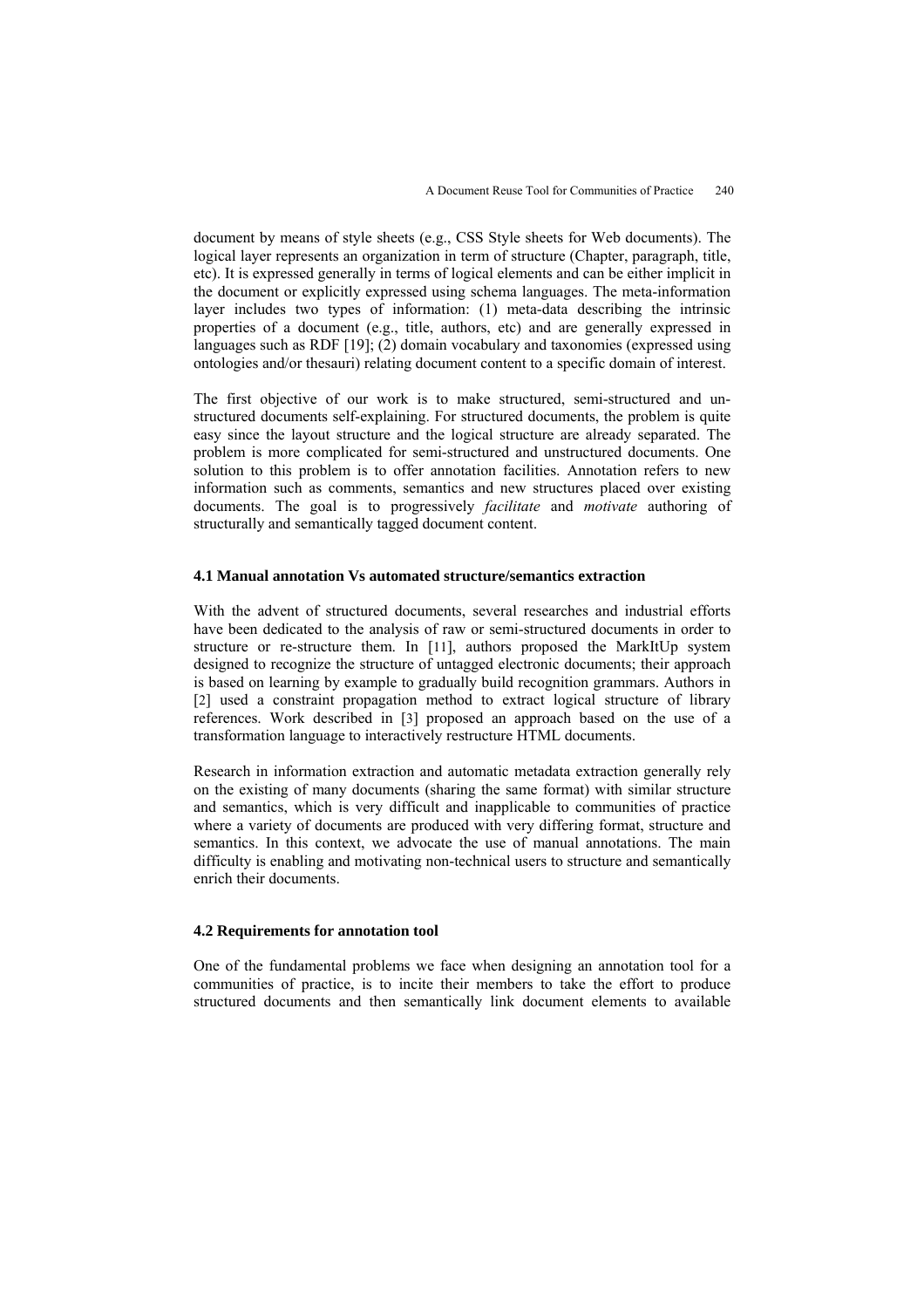document by means of style sheets (e.g., CSS Style sheets for Web documents). The logical layer represents an organization in term of structure (Chapter, paragraph, title, etc). It is expressed generally in terms of logical elements and can be either implicit in the document or explicitly expressed using schema languages. The meta-information layer includes two types of information: (1) meta-data describing the intrinsic properties of a document (e.g., title, authors, etc) and are generally expressed in languages such as RDF [19]; (2) domain vocabulary and taxonomies (expressed using ontologies and/or thesauri) relating document content to a specific domain of interest.

The first objective of our work is to make structured, semi-structured and unstructured documents self-explaining. For structured documents, the problem is quite easy since the layout structure and the logical structure are already separated. The problem is more complicated for semi-structured and unstructured documents. One solution to this problem is to offer annotation facilities. Annotation refers to new information such as comments, semantics and new structures placed over existing documents. The goal is to progressively *facilitate* and *motivate* authoring of structurally and semantically tagged document content.

### 4.1 Manual annotation Vs automated structure/semantics extraction

With the advent of structured documents, several researches and industrial efforts have been dedicated to the analysis of raw or semi-structured documents in order to structure or re-structure them. In [11], authors proposed the MarkItUp system designed to recognize the structure of untagged electronic documents; their approach is based on learning by example to gradually build recognition grammars. Authors in [2] used a constraint propagation method to extract logical structure of library references. Work described in [3] proposed an approach based on the use of a transformation language to interactively restructure HTML documents.

Research in information extraction and automatic metadata extraction generally rely on the existing of many documents (sharing the same format) with similar structure and semantics, which is very difficult and inapplicable to communities of practice where a variety of documents are produced with very differing format, structure and semantics. In this context, we advocate the use of manual annotations. The main difficulty is enabling and motivating non-technical users to structure and semantically enrich their documents.

### 4.2 Requirements for annotation tool

One of the fundamental problems we face when designing an annotation tool for a communities of practice, is to incite their members to take the effort to produce structured documents and then semantically link document elements to available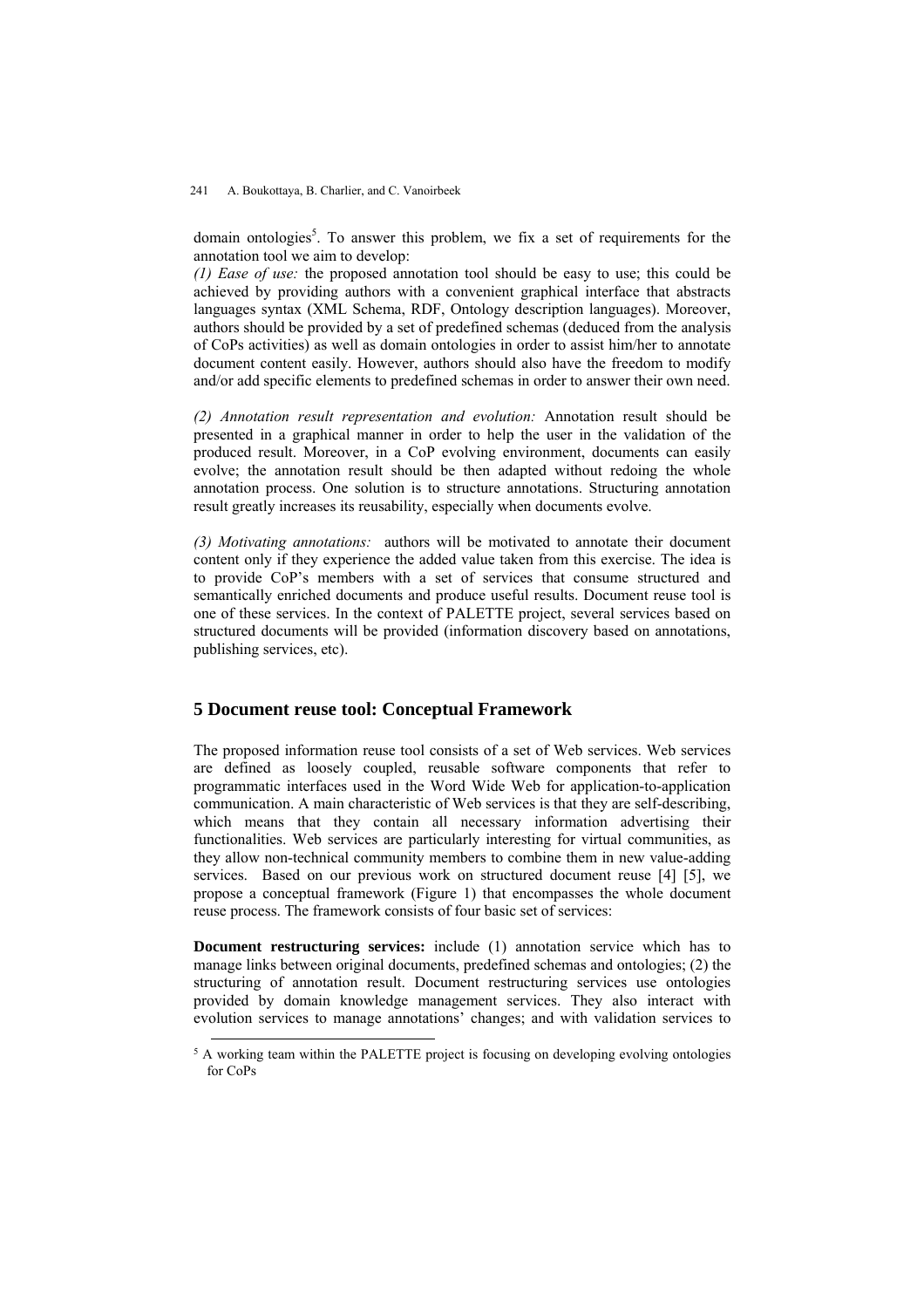domain ontologies[5]. To answer this problem, we fix a set of requirements for the annotation tool we aim to develop:

*(1) Ease of use:* the proposed annotation tool should be easy to use; this could be achieved by providing authors with a convenient graphical interface that abstracts languages syntax (XML Schema, RDF, Ontology description languages). Moreover, authors should be provided by a set of predefined schemas (deduced from the analysis of CoPs activities) as well as domain ontologies in order to assist him/her to annotate document content easily. However, authors should also have the freedom to modify and/or add specific elements to predefined schemas in order to answer their own need.

*(2) Annotation result representation and evolution:* Annotation result should be presented in a graphical manner in order to help the user in the validation of the produced result. Moreover, in a CoP evolving environment, documents can easily evolve; the annotation result should be then adapted without redoing the whole annotation process. One solution is to structure annotations. Structuring annotation result greatly increases its reusability, especially when documents evolve.

*(3) Motivating annotations:* authors will be motivated to annotate their document content only if they experience the added value taken from this exercise. The idea is to provide CoP's members with a set of services that consume structured and semantically enriched documents and produce useful results. Document reuse tool is one of these services. In the context of PALETTE project, several services based on structured documents will be provided (information discovery based on annotations, publishing services, etc).

## 5 Document reuse tool: Conceptual Framework

The proposed information reuse tool consists of a set of Web services. Web services are defined as loosely coupled, reusable software components that refer to programmatic interfaces used in the Word Wide Web for application-to-application communication. A main characteristic of Web services is that they are self-describing, which means that they contain all necessary information advertising their functionalities. Web services are particularly interesting for virtual communities, as they allow non-technical community members to combine them in new value-adding services. Based on our previous work on structured document reuse [4] [5], we propose a conceptual framework (Figure 1) that encompasses the whole document reuse process. The framework consists of four basic set of services:

**Document restructuring services:** include (1) annotation service which has to manage links between original documents, predefined schemas and ontologies; (2) the structuring of annotation result. Document restructuring services use ontologies provided by domain knowledge management services. They also interact with evolution services to manage annotations' changes; and with validation services to

[5] A working team within the PALETTE project is focusing on developing evolving ontologies for CoPs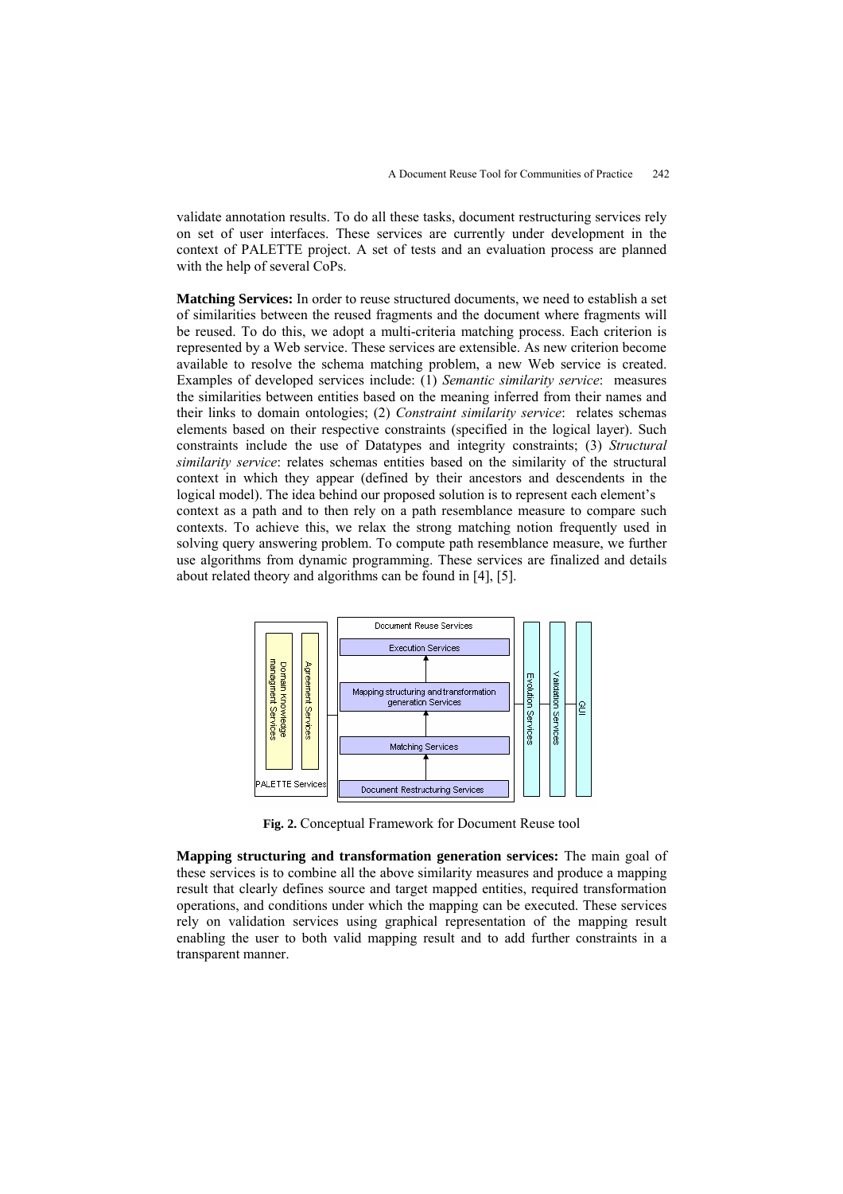validate annotation results. To do all these tasks, document restructuring services rely on set of user interfaces. These services are currently under development in the context of PALETTE project. A set of tests and an evaluation process are planned with the help of several CoPs.

**Matching Services:** In order to reuse structured documents, we need to establish a set of similarities between the reused fragments and the document where fragments will be reused. To do this, we adopt a multi-criteria matching process. Each criterion is represented by a Web service. These services are extensible. As new criterion become available to resolve the schema matching problem, a new Web service is created. Examples of developed services include: (1) *Semantic similarity service*: measures the similarities between entities based on the meaning inferred from their names and their links to domain ontologies; (2) *Constraint similarity service*: relates schemas elements based on their respective constraints (specified in the logical layer). Such constraints include the use of Datatypes and integrity constraints; (3) *Structural similarity service*: relates schemas entities based on the similarity of the structural context in which they appear (defined by their ancestors and descendents in the logical model). The idea behind our proposed solution is to represent each element's context as a path and to then rely on a path resemblance measure to compare such contexts. To achieve this, we relax the strong matching notion frequently used in solving query answering problem. To compute path resemblance measure, we further use algorithms from dynamic programming. These services are finalized and details about related theory and algorithms can be found in [4], [5].

**Fig. 2.** Conceptual Framework for Document Reuse tool

**Mapping structuring and transformation generation services:** The main goal of these services is to combine all the above similarity measures and produce a mapping result that clearly defines source and target mapped entities, required transformation operations, and conditions under which the mapping can be executed. These services rely on validation services using graphical representation of the mapping result enabling the user to both valid mapping result and to add further constraints in a transparent manner.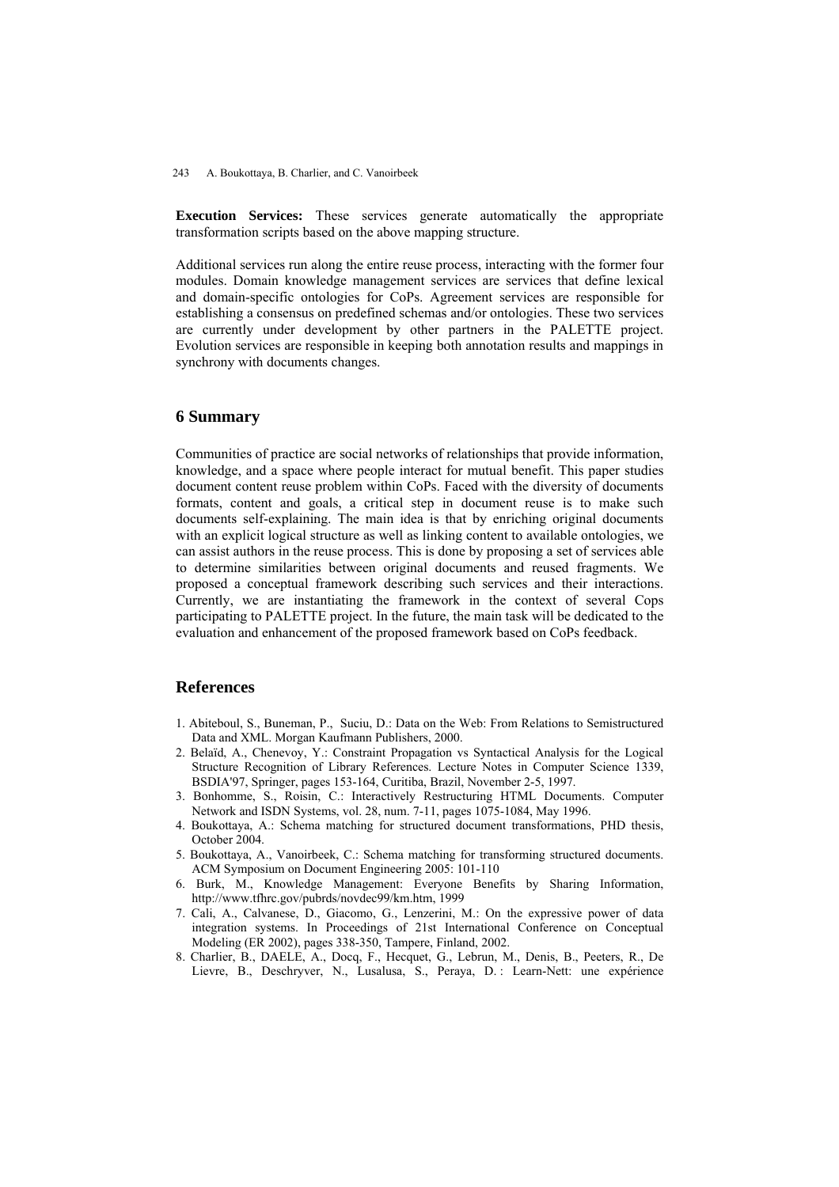**Execution Services:** These services generate automatically the appropriate transformation scripts based on the above mapping structure.

Additional services run along the entire reuse process, interacting with the former four modules. Domain knowledge management services are services that define lexical and domain-specific ontologies for CoPs. Agreement services are responsible for establishing a consensus on predefined schemas and/or ontologies. These two services are currently under development by other partners in the PALETTE project. Evolution services are responsible in keeping both annotation results and mappings in synchrony with documents changes.

## 6 Summary

Communities of practice are social networks of relationships that provide information, knowledge, and a space where people interact for mutual benefit. This paper studies document content reuse problem within CoPs. Faced with the diversity of documents formats, content and goals, a critical step in document reuse is to make such documents self-explaining. The main idea is that by enriching original documents with an explicit logical structure as well as linking content to available ontologies, we can assist authors in the reuse process. This is done by proposing a set of services able to determine similarities between original documents and reused fragments. We proposed a conceptual framework describing such services and their interactions. Currently, we are instantiating the framework in the context of several Cops participating to PALETTE project. In the future, the main task will be dedicated to the evaluation and enhancement of the proposed framework based on CoPs feedback.

## References

1. Abiteboul, S., Buneman, P., Suciu, D.: Data on the Web: From Relations to Semistructured Data and XML. Morgan Kaufmann Publishers, 2000.
2. Belaïd, A., Chenevoy, Y.: Constraint Propagation vs Syntactical Analysis for the Logical Structure Recognition of Library References. Lecture Notes in Computer Science 1339, BSDIA'97, Springer, pages 153-164, Curitiba, Brazil, November 2-5, 1997.
3. Bonhomme, S., Roisin, C.: Interactively Restructuring HTML Documents. Computer Network and ISDN Systems, vol. 28, num. 7-11, pages 1075-1084, May 1996.
4. Boukottaya, A.: Schema matching for structured document transformations, PHD thesis, October 2004.
5. Boukottaya, A., Vanoirbeek, C.: Schema matching for transforming structured documents. ACM Symposium on Document Engineering 2005: 101-110
6. Burk, M., Knowledge Management: Everyone Benefits by Sharing Information, http://www.tfhrc.gov/pubrds/novdec99/km.htm, 1999
7. Cali, A., Calvanese, D., Giacomo, G., Lenzerini, M.: On the expressive power of data integration systems. In Proceedings of 21st International Conference on Conceptual Modeling (ER 2002), pages 338-350, Tampere, Finland, 2002.
8. Charlier, B., DAELE, A., Docq, F., Hecquet, G., Lebrun, M., Denis, B., Peeters, R., De Lievre, B., Deschryver, N., Lusalusa, S., Peraya, D. : Learn-Nett: une expérience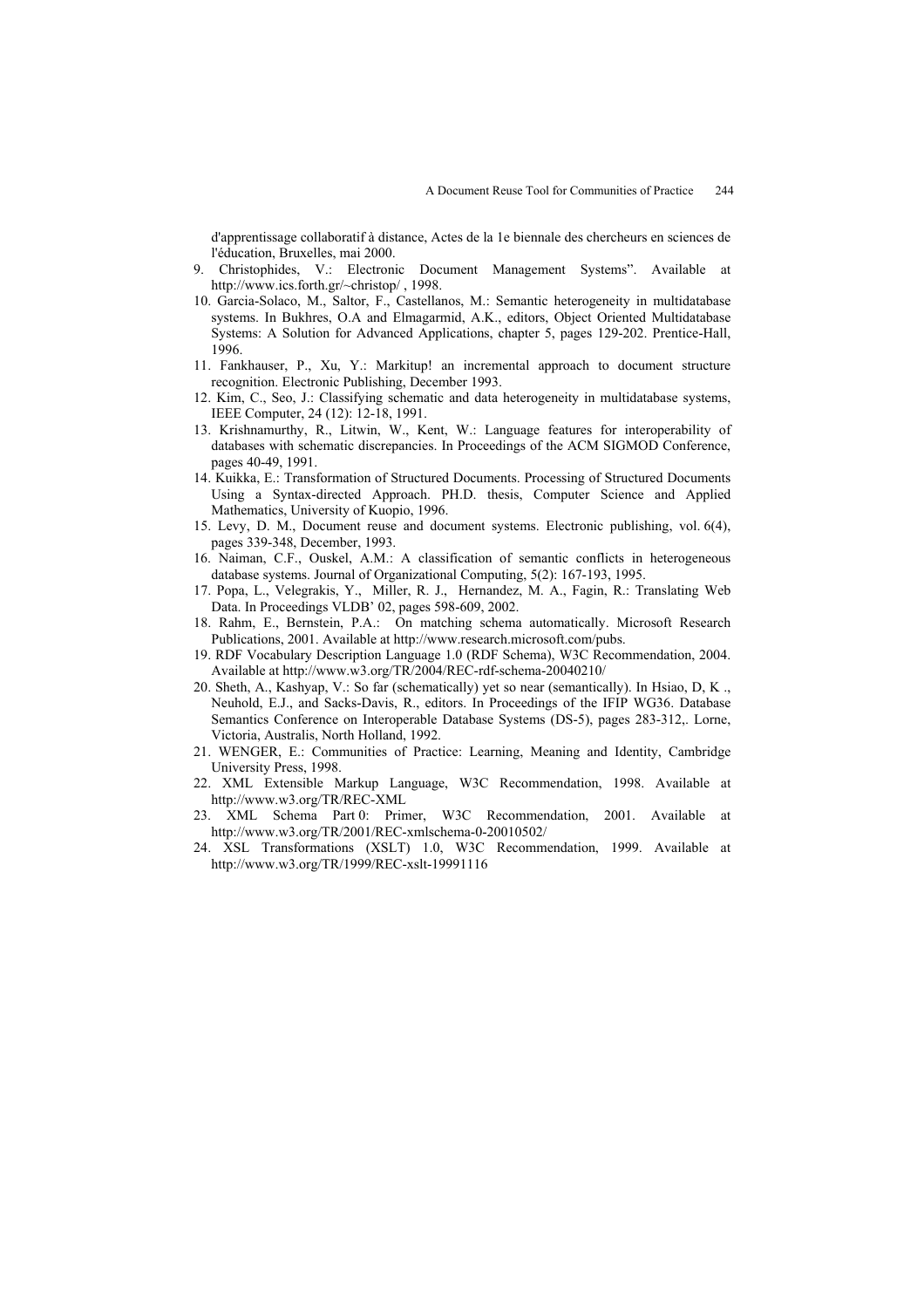d'apprentissage collaboratif à distance, Actes de la 1e biennale des chercheurs en sciences de l'éducation, Bruxelles, mai 2000.

9. Christophides, V.: Electronic Document Management Systems". Available at http://www.ics.forth.gr/~christop/ , 1998.
10. Garcia-Solaco, M., Saltor, F., Castellanos, M.: Semantic heterogeneity in multidatabase systems. In Bukhres, O.A and Elmagarmid, A.K., editors, Object Oriented Multidatabase Systems: A Solution for Advanced Applications, chapter 5, pages 129-202. Prentice-Hall, 1996.
11. Fankhauser, P., Xu, Y.: Markitup! an incremental approach to document structure recognition. Electronic Publishing, December 1993.
12. Kim, C., Seo, J.: Classifying schematic and data heterogeneity in multidatabase systems, IEEE Computer, 24 (12): 12-18, 1991.
13. Krishnamurthy, R., Litwin, W., Kent, W.: Language features for interoperability of databases with schematic discrepancies. In Proceedings of the ACM SIGMOD Conference, pages 40-49, 1991.
14. Kuikka, E.: Transformation of Structured Documents. Processing of Structured Documents Using a Syntax-directed Approach. PH.D. thesis, Computer Science and Applied Mathematics, University of Kuopio, 1996.
15. Levy, D. M., Document reuse and document systems. Electronic publishing, vol. 6(4), pages 339-348, December, 1993.
16. Naiman, C.F., Ouskel, A.M.: A classification of semantic conflicts in heterogeneous database systems. Journal of Organizational Computing, 5(2): 167-193, 1995.
17. Popa, L., Velegrakis, Y., Miller, R. J., Hernandez, M. A., Fagin, R.: Translating Web Data. In Proceedings VLDB' 02, pages 598-609, 2002.
18. Rahm, E., Bernstein, P.A.: On matching schema automatically. Microsoft Research Publications, 2001. Available at http://www.research.microsoft.com/pubs.
19. RDF Vocabulary Description Language 1.0 (RDF Schema), W3C Recommendation, 2004. Available at http://www.w3.org/TR/2004/REC-rdf-schema-20040210/
20. Sheth, A., Kashyap, V.: So far (schematically) yet so near (semantically). In Hsiao, D, K ., Neuhold, E.J., and Sacks-Davis, R., editors. In Proceedings of the IFIP WG36. Database Semantics Conference on Interoperable Database Systems (DS-5), pages 283-312,. Lorne, Victoria, Australis, North Holland, 1992.
21. WENGER, E.: Communities of Practice: Learning, Meaning and Identity, Cambridge University Press, 1998.
22. XML Extensible Markup Language, W3C Recommendation, 1998. Available at http://www.w3.org/TR/REC-XML
23. XML Schema Part 0: Primer, W3C Recommendation, 2001. Available at http://www.w3.org/TR/2001/REC-xmlschema-0-20010502/
24. XSL Transformations (XSLT) 1.0, W3C Recommendation, 1999. Available at http://www.w3.org/TR/1999/REC-xslt-19991116